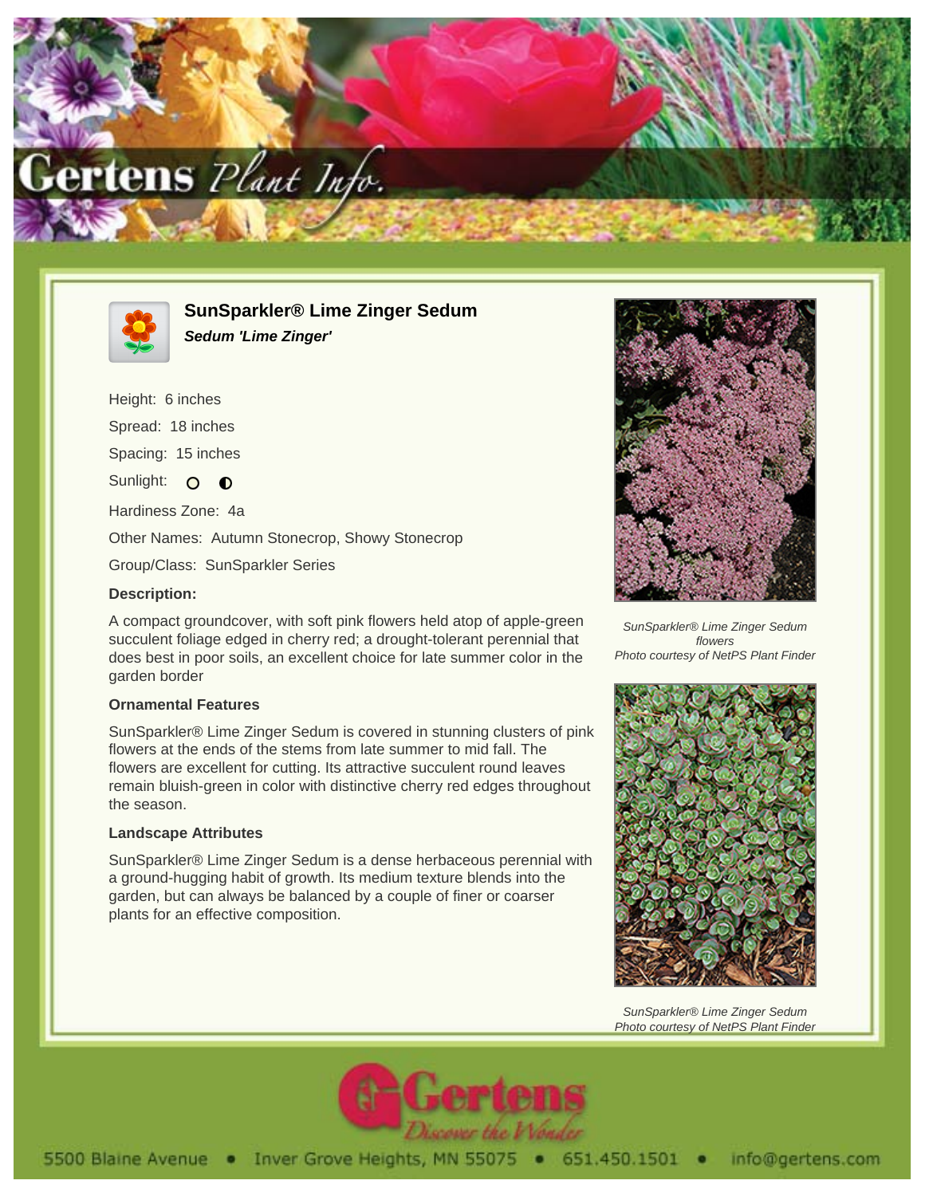# SunSparkler® Lime Zinger Sedum

***Sedum 'Lime Zinger'***

Height: 6 inches

Spread: 18 inches

Spacing: 15 inches

Sunlight: ○ ◐

Hardiness Zone: 4a

Other Names: Autumn Stonecrop, Showy Stonecrop

Group/Class: SunSparkler Series

**Description:**

A compact groundcover, with soft pink flowers held atop of apple-green succulent foliage edged in cherry red; a drought-tolerant perennial that does best in poor soils, an excellent choice for late summer color in the garden border

### Ornamental Features

SunSparkler® Lime Zinger Sedum is covered in stunning clusters of pink flowers at the ends of the stems from late summer to mid fall. The flowers are excellent for cutting. Its attractive succulent round leaves remain bluish-green in color with distinctive cherry red edges throughout the season.

### Landscape Attributes

SunSparkler® Lime Zinger Sedum is a dense herbaceous perennial with a ground-hugging habit of growth. Its medium texture blends into the garden, but can always be balanced by a couple of finer or coarser plants for an effective composition.

*SunSparkler® Lime Zinger Sedum flowers*
*Photo courtesy of NetPS Plant Finder*

*SunSparkler® Lime Zinger Sedum*
*Photo courtesy of NetPS Plant Finder*

5500 Blaine Avenue • Inver Grove Heights, MN 55075 • 651.450.1501 • info@gertens.com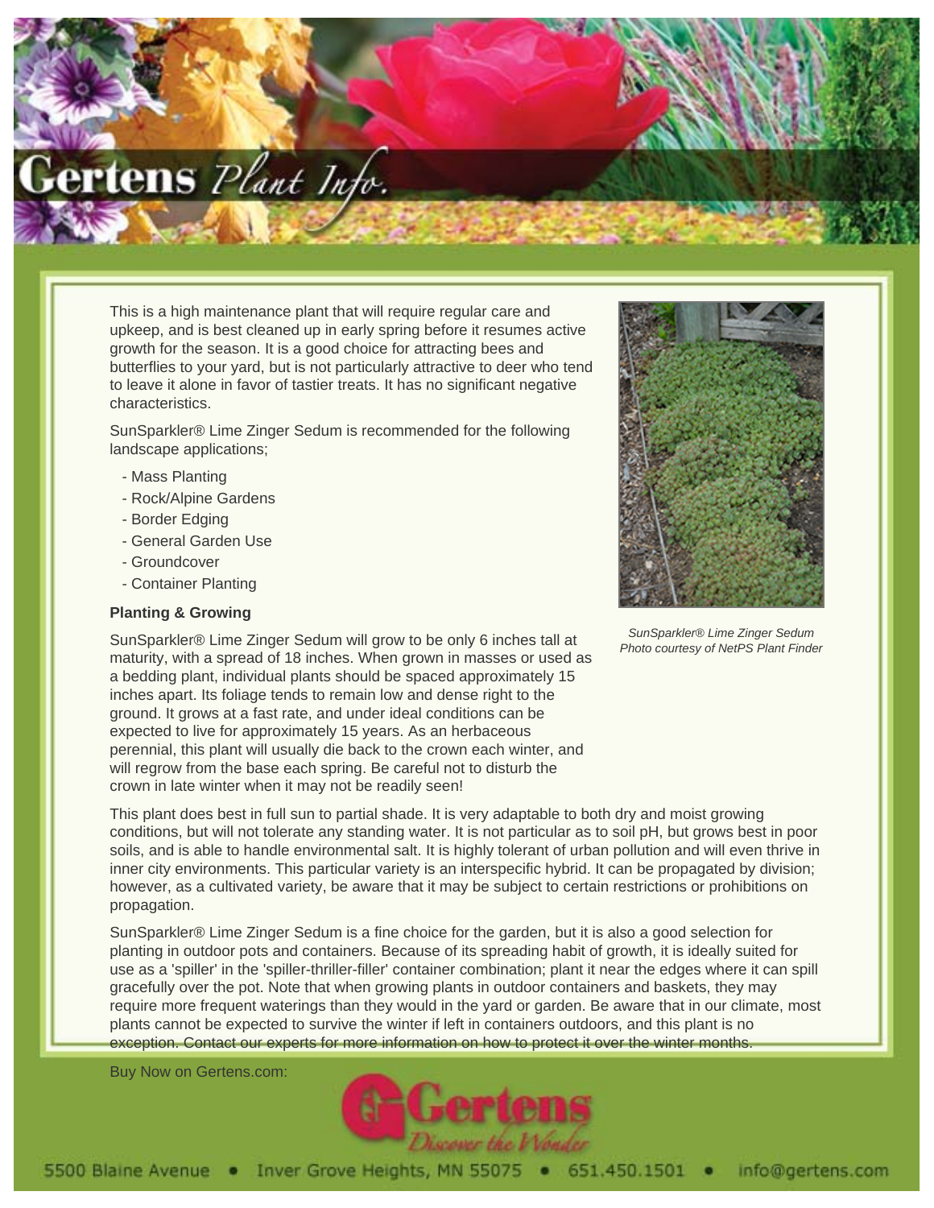This is a high maintenance plant that will require regular care and upkeep, and is best cleaned up in early spring before it resumes active growth for the season. It is a good choice for attracting bees and butterflies to your yard, but is not particularly attractive to deer who tend to leave it alone in favor of tastier treats. It has no significant negative characteristics.

SunSparkler® Lime Zinger Sedum is recommended for the following landscape applications;

- Mass Planting
- Rock/Alpine Gardens
- Border Edging
- General Garden Use
- Groundcover
- Container Planting

*SunSparkler® Lime Zinger Sedum*
*Photo courtesy of NetPS Plant Finder*

**Planting & Growing**

SunSparkler® Lime Zinger Sedum will grow to be only 6 inches tall at maturity, with a spread of 18 inches. When grown in masses or used as a bedding plant, individual plants should be spaced approximately 15 inches apart. Its foliage tends to remain low and dense right to the ground. It grows at a fast rate, and under ideal conditions can be expected to live for approximately 15 years. As an herbaceous perennial, this plant will usually die back to the crown each winter, and will regrow from the base each spring. Be careful not to disturb the crown in late winter when it may not be readily seen!

This plant does best in full sun to partial shade. It is very adaptable to both dry and moist growing conditions, but will not tolerate any standing water. It is not particular as to soil pH, but grows best in poor soils, and is able to handle environmental salt. It is highly tolerant of urban pollution and will even thrive in inner city environments. This particular variety is an interspecific hybrid. It can be propagated by division; however, as a cultivated variety, be aware that it may be subject to certain restrictions or prohibitions on propagation.

SunSparkler® Lime Zinger Sedum is a fine choice for the garden, but it is also a good selection for planting in outdoor pots and containers. Because of its spreading habit of growth, it is ideally suited for use as a 'spiller' in the 'spiller-thriller-filler' container combination; plant it near the edges where it can spill gracefully over the pot. Note that when growing plants in outdoor containers and baskets, they may require more frequent waterings than they would in the yard or garden. Be aware that in our climate, most plants cannot be expected to survive the winter if left in containers outdoors, and this plant is no exception. Contact our experts for more information on how to protect it over the winter months.

Buy Now on Gertens.com:

5500 Blaine Avenue • Inver Grove Heights, MN 55075 • 651.450.1501 • info@gertens.com